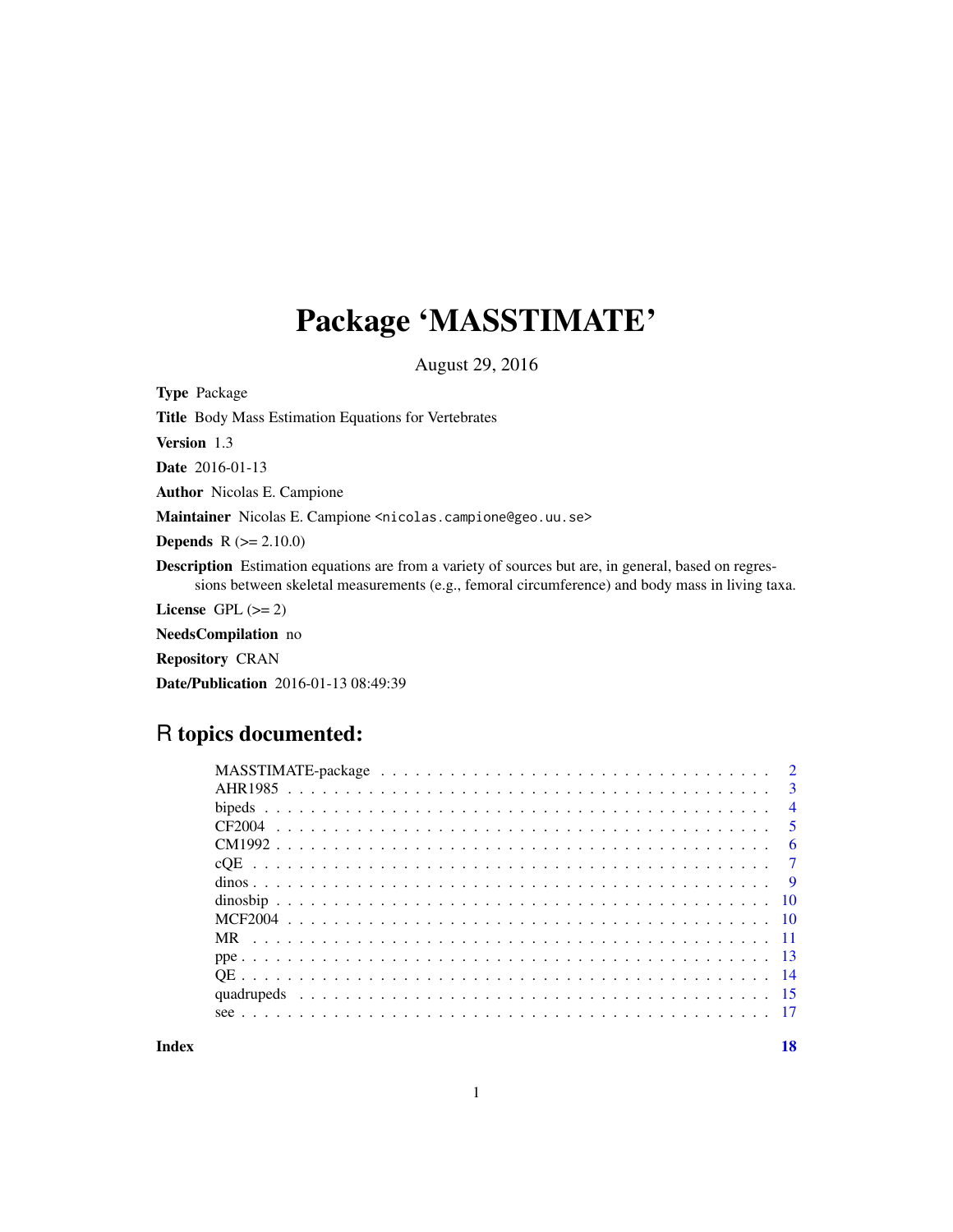# Package 'MASSTIMATE'

August 29, 2016

**Type** Package

**Title** Body Mass Estimation Equations for Vertebrates

**Version** 1.3

**Date** 2016-01-13

**Author** Nicolas E. Campione

**Maintainer** Nicolas E. Campione <nicolas.campione@geo.uu.se>

**Depends** R (>= 2.10.0)

**Description** Estimation equations are from a variety of sources but are, in general, based on regressions between skeletal measurements (e.g., femoral circumference) and body mass in living taxa.

**License** GPL (>= 2)

**NeedsCompilation** no

**Repository** CRAN

**Date/Publication** 2016-01-13 08:49:39

## R topics documented:

| Topic | Page |
|---|---|
| MASSTIMATE-package | 2 |
| AHR1985 | 3 |
| bipeds | 4 |
| CF2004 | 5 |
| CM1992 | 6 |
| cQE | 7 |
| dinos | 9 |
| dinosbip | 10 |
| MCF2004 | 10 |
| MR | 11 |
| ppe | 13 |
| QE | 14 |
| quadrupeds | 15 |
| see | 17 |
| **Index** | **18** |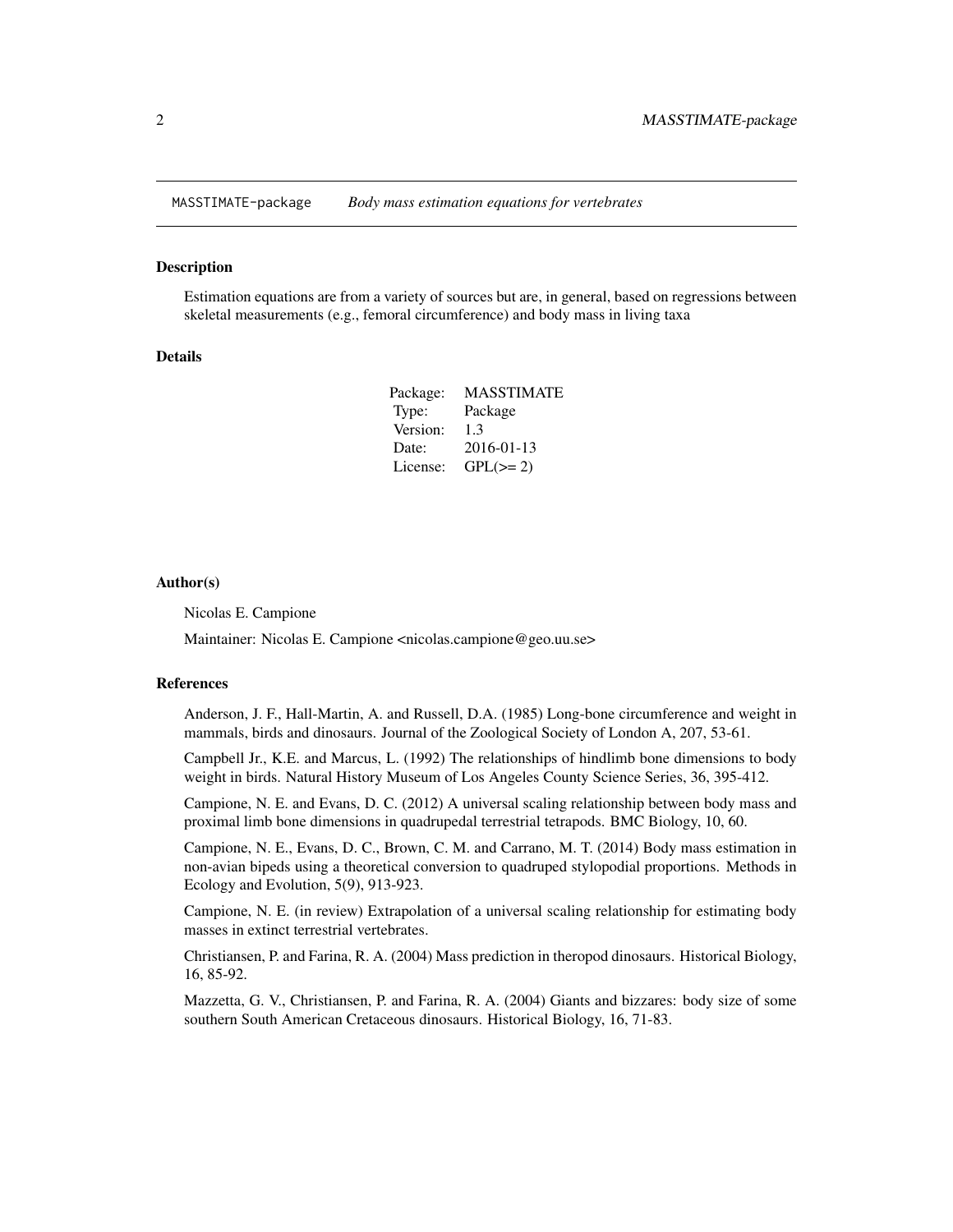## MASSTIMATE-package *Body mass estimation equations for vertebrates*

### Description

Estimation equations are from a variety of sources but are, in general, based on regressions between skeletal measurements (e.g., femoral circumference) and body mass in living taxa

### Details

| | |
|---|---|
| Package: | MASSTIMATE |
| Type: | Package |
| Version: | 1.3 |
| Date: | 2016-01-13 |
| License: | GPL(>= 2) |

### Author(s)

Nicolas E. Campione

Maintainer: Nicolas E. Campione <nicolas.campione@geo.uu.se>

### References

Anderson, J. F., Hall-Martin, A. and Russell, D.A. (1985) Long-bone circumference and weight in mammals, birds and dinosaurs. Journal of the Zoological Society of London A, 207, 53-61.

Campbell Jr., K.E. and Marcus, L. (1992) The relationships of hindlimb bone dimensions to body weight in birds. Natural History Museum of Los Angeles County Science Series, 36, 395-412.

Campione, N. E. and Evans, D. C. (2012) A universal scaling relationship between body mass and proximal limb bone dimensions in quadrupedal terrestrial tetrapods. BMC Biology, 10, 60.

Campione, N. E., Evans, D. C., Brown, C. M. and Carrano, M. T. (2014) Body mass estimation in non-avian bipeds using a theoretical conversion to quadruped stylopodial proportions. Methods in Ecology and Evolution, 5(9), 913-923.

Campione, N. E. (in review) Extrapolation of a universal scaling relationship for estimating body masses in extinct terrestrial vertebrates.

Christiansen, P. and Farina, R. A. (2004) Mass prediction in theropod dinosaurs. Historical Biology, 16, 85-92.

Mazzetta, G. V., Christiansen, P. and Farina, R. A. (2004) Giants and bizzares: body size of some southern South American Cretaceous dinosaurs. Historical Biology, 16, 71-83.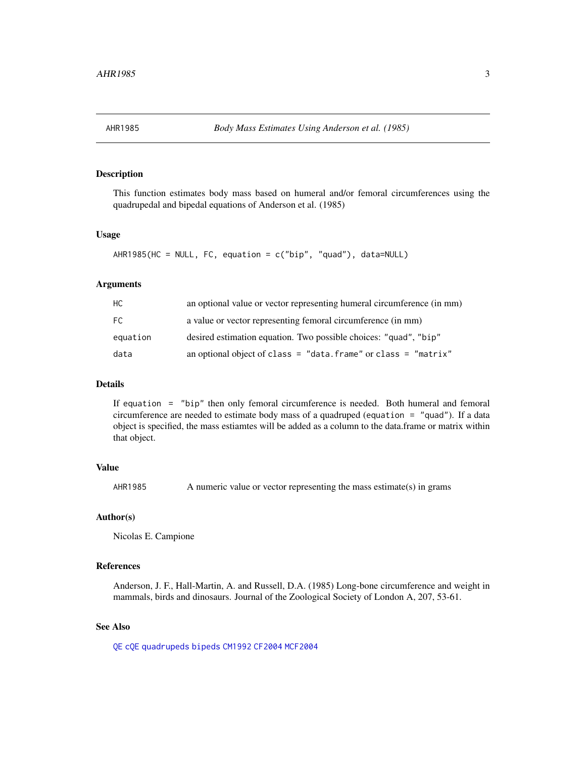## AHR1985 — *Body Mass Estimates Using Anderson et al. (1985)*

### Description

This function estimates body mass based on humeral and/or femoral circumferences using the quadrupedal and bipedal equations of Anderson et al. (1985)

### Usage

```
AHR1985(HC = NULL, FC, equation = c("bip", "quad"), data=NULL)
```

### Arguments

| | |
|---|---|
| `HC` | an optional value or vector representing humeral circumference (in mm) |
| `FC` | a value or vector representing femoral circumference (in mm) |
| `equation` | desired estimation equation. Two possible choices: `"quad"`, `"bip"` |
| `data` | an optional object of `class = "data.frame"` or `class = "matrix"` |

### Details

If `equation = "bip"` then only femoral circumference is needed. Both humeral and femoral circumference are needed to estimate body mass of a quadruped (`equation = "quad"`). If a data object is specified, the mass estiamtes will be added as a column to the data.frame or matrix within that object.

### Value

| | |
|---|---|
| `AHR1985` | A numeric value or vector representing the mass estimate(s) in grams |

### Author(s)

Nicolas E. Campione

### References

Anderson, J. F., Hall-Martin, A. and Russell, D.A. (1985) Long-bone circumference and weight in mammals, birds and dinosaurs. Journal of the Zoological Society of London A, 207, 53-61.

### See Also

`QE` `cQE` `quadrupeds` `bipeds` `CM1992` `CF2004` `MCF2004`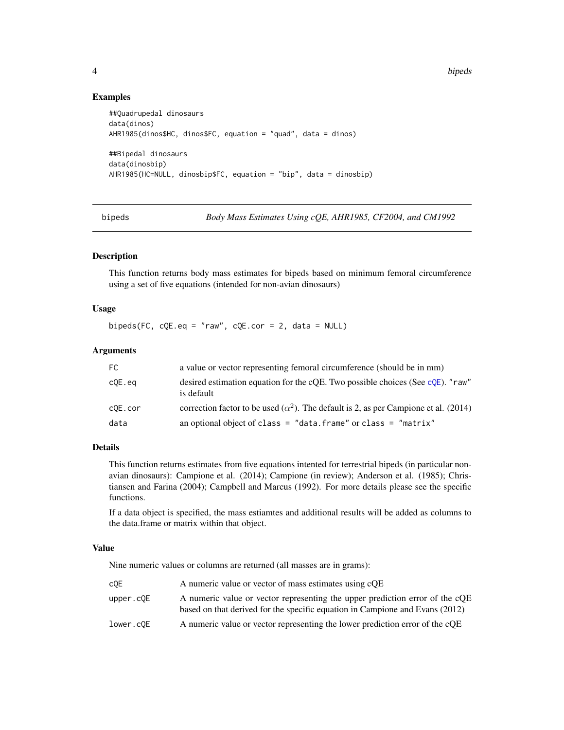### Examples

```
##Quadrupedal dinosaurs
data(dinos)
AHR1985(dinos$HC, dinos$FC, equation = "quad", data = dinos)

##Bipedal dinosaurs
data(dinosbip)
AHR1985(HC=NULL, dinosbip$FC, equation = "bip", data = dinosbip)
```

---

## bipeds — *Body Mass Estimates Using cQE, AHR1985, CF2004, and CM1992*

---

### Description

This function returns body mass estimates for bipeds based on minimum femoral circumference using a set of five equations (intended for non-avian dinosaurs)

### Usage

```
bipeds(FC, cQE.eq = "raw", cQE.cor = 2, data = NULL)
```

### Arguments

| | |
|---|---|
| `FC` | a value or vector representing femoral circumference (should be in mm) |
| `cQE.eq` | desired estimation equation for the cQE. Two possible choices (See `cQE`). `"raw"` is default |
| `cQE.cor` | correction factor to be used ($\alpha^2$). The default is 2, as per Campione et al. (2014) |
| `data` | an optional object of `class = "data.frame"` or `class = "matrix"` |

### Details

This function returns estimates from five equations intented for terrestrial bipeds (in particular non-avian dinosaurs): Campione et al. (2014); Campione (in review); Anderson et al. (1985); Christiansen and Farina (2004); Campbell and Marcus (1992). For more details please see the specific functions.

If a data object is specified, the mass estiamtes and additional results will be added as columns to the data.frame or matrix within that object.

### Value

Nine numeric values or columns are returned (all masses are in grams):

| | |
|---|---|
| `cQE` | A numeric value or vector of mass estimates using cQE |
| `upper.cQE` | A numeric value or vector representing the upper prediction error of the cQE based on that derived for the specific equation in Campione and Evans (2012) |
| `lower.cQE` | A numeric value or vector representing the lower prediction error of the cQE |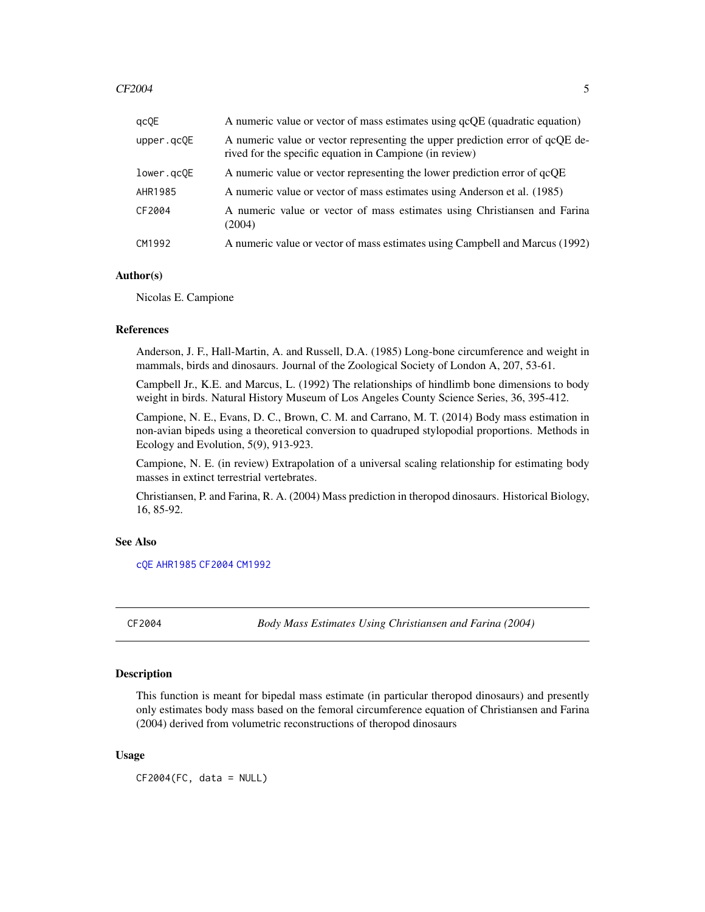| | |
|---|---|
| qcQE | A numeric value or vector of mass estimates using qcQE (quadratic equation) |
| upper.qcQE | A numeric value or vector representing the upper prediction error of qcQE derived for the specific equation in Campione (in review) |
| lower.qcQE | A numeric value or vector representing the lower prediction error of qcQE |
| AHR1985 | A numeric value or vector of mass estimates using Anderson et al. (1985) |
| CF2004 | A numeric value or vector of mass estimates using Christiansen and Farina (2004) |
| CM1992 | A numeric value or vector of mass estimates using Campbell and Marcus (1992) |

### Author(s)

Nicolas E. Campione

### References

Anderson, J. F., Hall-Martin, A. and Russell, D.A. (1985) Long-bone circumference and weight in mammals, birds and dinosaurs. Journal of the Zoological Society of London A, 207, 53-61.

Campbell Jr., K.E. and Marcus, L. (1992) The relationships of hindlimb bone dimensions to body weight in birds. Natural History Museum of Los Angeles County Science Series, 36, 395-412.

Campione, N. E., Evans, D. C., Brown, C. M. and Carrano, M. T. (2014) Body mass estimation in non-avian bipeds using a theoretical conversion to quadruped stylopodial proportions. Methods in Ecology and Evolution, 5(9), 913-923.

Campione, N. E. (in review) Extrapolation of a universal scaling relationship for estimating body masses in extinct terrestrial vertebrates.

Christiansen, P. and Farina, R. A. (2004) Mass prediction in theropod dinosaurs. Historical Biology, 16, 85-92.

### See Also

cQE AHR1985 CF2004 CM1992

---

## CF2004 — *Body Mass Estimates Using Christiansen and Farina (2004)*

### Description

This function is meant for bipedal mass estimate (in particular theropod dinosaurs) and presently only estimates body mass based on the femoral circumference equation of Christiansen and Farina (2004) derived from volumetric reconstructions of theropod dinosaurs

### Usage

```
CF2004(FC, data = NULL)
```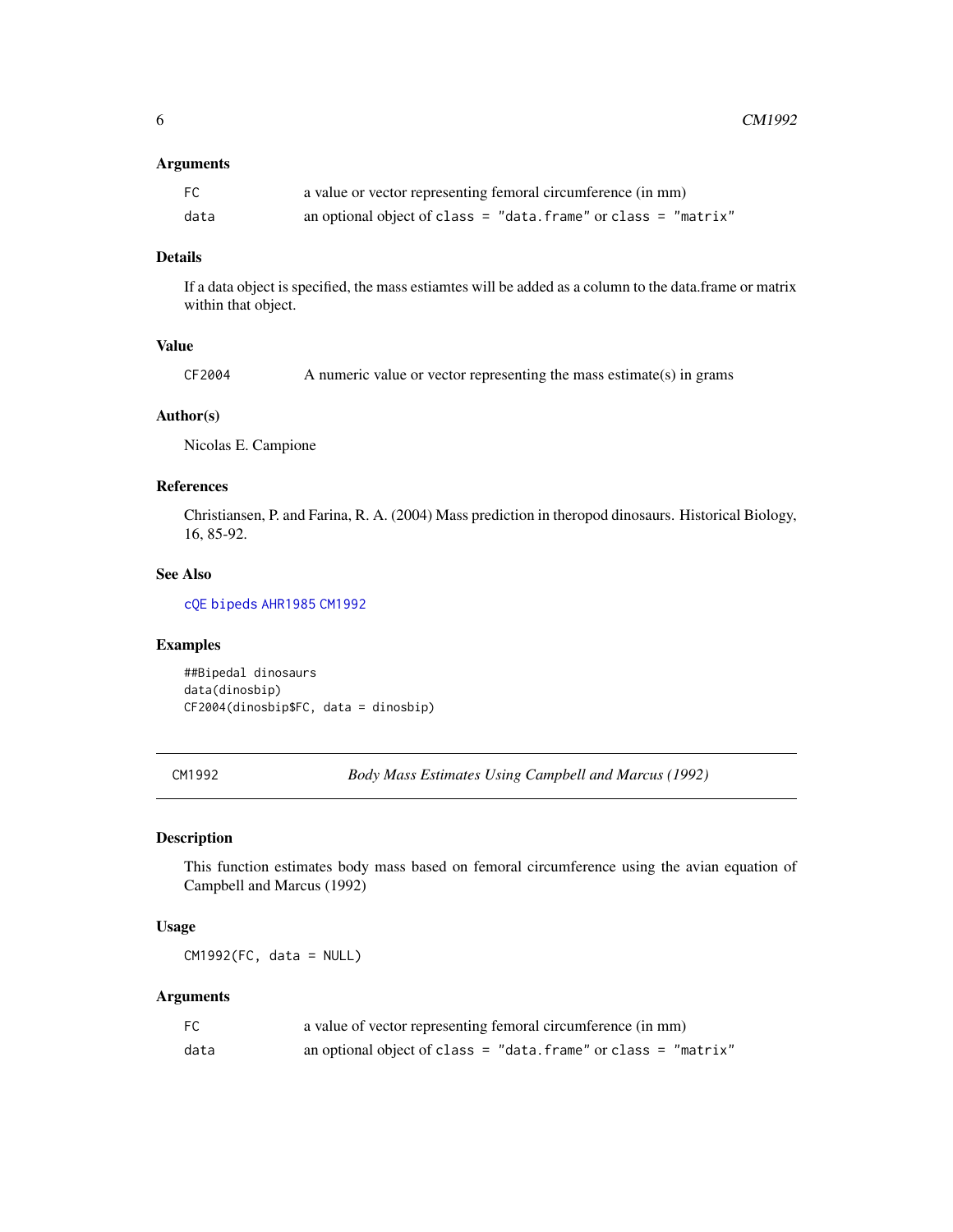### Arguments

| | |
|---|---|
| FC | a value or vector representing femoral circumference (in mm) |
| data | an optional object of `class = "data.frame"` or `class = "matrix"` |

### Details

If a data object is specified, the mass estiamtes will be added as a column to the data.frame or matrix within that object.

### Value

| | |
|---|---|
| CF2004 | A numeric value or vector representing the mass estimate(s) in grams |

### Author(s)

Nicolas E. Campione

### References

Christiansen, P. and Farina, R. A. (2004) Mass prediction in theropod dinosaurs. Historical Biology, 16, 85-92.

### See Also

`cQE` `bipeds` `AHR1985` `CM1992`

### Examples

```
##Bipedal dinosaurs
data(dinosbip)
CF2004(dinosbip$FC, data = dinosbip)
```

---

## CM1992 — *Body Mass Estimates Using Campbell and Marcus (1992)*

### Description

This function estimates body mass based on femoral circumference using the avian equation of Campbell and Marcus (1992)

### Usage

```
CM1992(FC, data = NULL)
```

### Arguments

| | |
|---|---|
| FC | a value of vector representing femoral circumference (in mm) |
| data | an optional object of `class = "data.frame"` or `class = "matrix"` |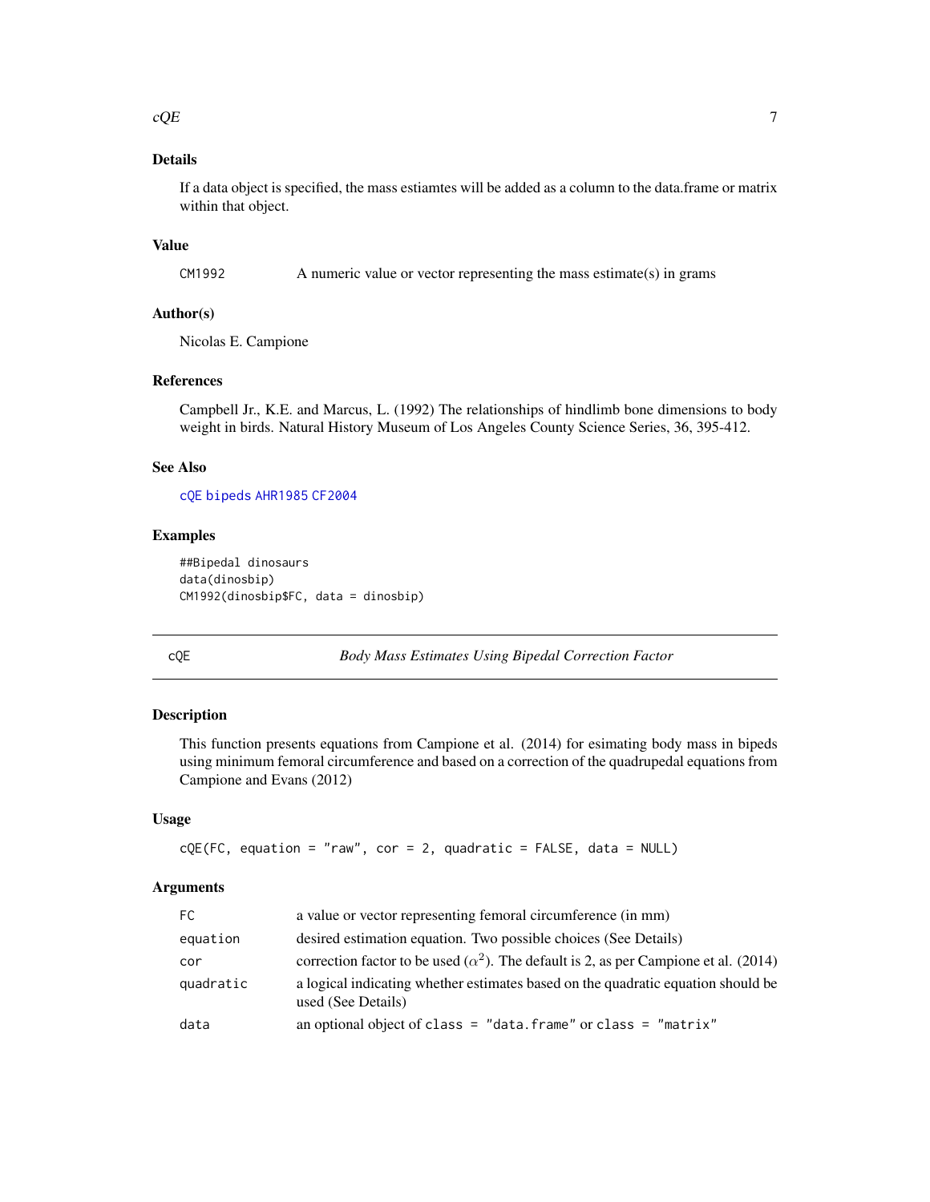### Details

If a data object is specified, the mass estiamtes will be added as a column to the data.frame or matrix within that object.

### Value

| | |
|---|---|
| `CM1992` | A numeric value or vector representing the mass estimate(s) in grams |

### Author(s)

Nicolas E. Campione

### References

Campbell Jr., K.E. and Marcus, L. (1992) The relationships of hindlimb bone dimensions to body weight in birds. Natural History Museum of Los Angeles County Science Series, 36, 395-412.

### See Also

`cQE` `bipeds` `AHR1985` `CF2004`

### Examples

```
##Bipedal dinosaurs
data(dinosbip)
CM1992(dinosbip$FC, data = dinosbip)
```

---

## cQE — *Body Mass Estimates Using Bipedal Correction Factor*

### Description

This function presents equations from Campione et al. (2014) for esimating body mass in bipeds using minimum femoral circumference and based on a correction of the quadrupedal equations from Campione and Evans (2012)

### Usage

```
cQE(FC, equation = "raw", cor = 2, quadratic = FALSE, data = NULL)
```

### Arguments

| | |
|---|---|
| `FC` | a value or vector representing femoral circumference (in mm) |
| `equation` | desired estimation equation. Two possible choices (See Details) |
| `cor` | correction factor to be used ($\alpha^2$). The default is 2, as per Campione et al. (2014) |
| `quadratic` | a logical indicating whether estimates based on the quadratic equation should be used (See Details) |
| `data` | an optional object of `class = "data.frame"` or `class = "matrix"` |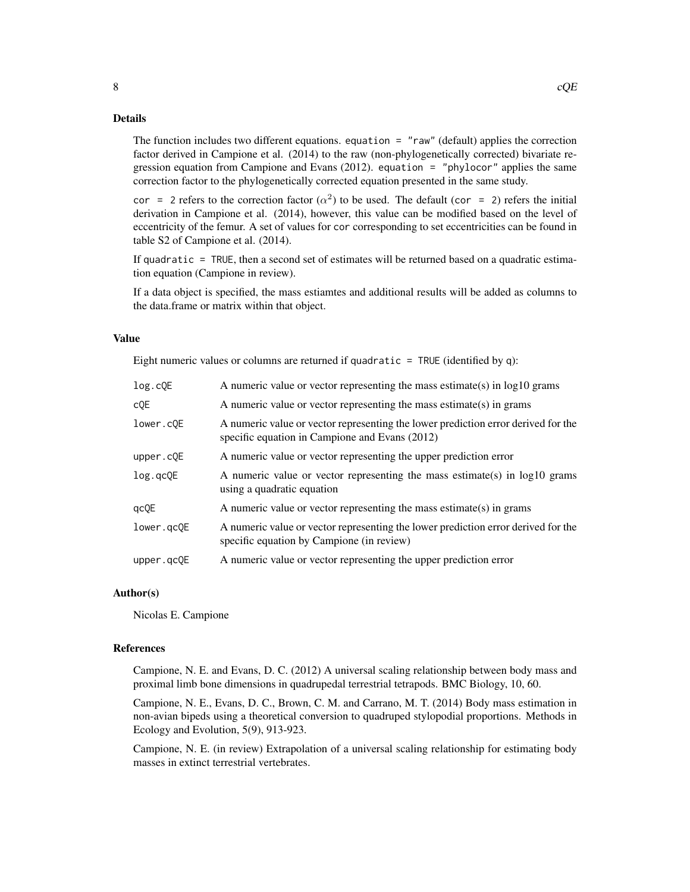## Details

The function includes two different equations. `equation = "raw"` (default) applies the correction factor derived in Campione et al. (2014) to the raw (non-phylogenetically corrected) bivariate regression equation from Campione and Evans (2012). `equation = "phylocor"` applies the same correction factor to the phylogenetically corrected equation presented in the same study.

`cor = 2` refers to the correction factor ($\alpha^2$) to be used. The default (`cor = 2`) refers the initial derivation in Campione et al. (2014), however, this value can be modified based on the level of eccentricity of the femur. A set of values for `cor` corresponding to set eccentricities can be found in table S2 of Campione et al. (2014).

If `quadratic = TRUE`, then a second set of estimates will be returned based on a quadratic estimation equation (Campione in review).

If a data object is specified, the mass estiamtes and additional results will be added as columns to the data.frame or matrix within that object.

## Value

Eight numeric values or columns are returned if `quadratic = TRUE` (identified by `q`):

| | |
|---|---|
| `log.cQE` | A numeric value or vector representing the mass estimate(s) in log10 grams |
| `cQE` | A numeric value or vector representing the mass estimate(s) in grams |
| `lower.cQE` | A numeric value or vector representing the lower prediction error derived for the specific equation in Campione and Evans (2012) |
| `upper.cQE` | A numeric value or vector representing the upper prediction error |
| `log.qcQE` | A numeric value or vector representing the mass estimate(s) in log10 grams using a quadratic equation |
| `qcQE` | A numeric value or vector representing the mass estimate(s) in grams |
| `lower.qcQE` | A numeric value or vector representing the lower prediction error derived for the specific equation by Campione (in review) |
| `upper.qcQE` | A numeric value or vector representing the upper prediction error |

## Author(s)

Nicolas E. Campione

## References

Campione, N. E. and Evans, D. C. (2012) A universal scaling relationship between body mass and proximal limb bone dimensions in quadrupedal terrestrial tetrapods. BMC Biology, 10, 60.

Campione, N. E., Evans, D. C., Brown, C. M. and Carrano, M. T. (2014) Body mass estimation in non-avian bipeds using a theoretical conversion to quadruped stylopodial proportions. Methods in Ecology and Evolution, 5(9), 913-923.

Campione, N. E. (in review) Extrapolation of a universal scaling relationship for estimating body masses in extinct terrestrial vertebrates.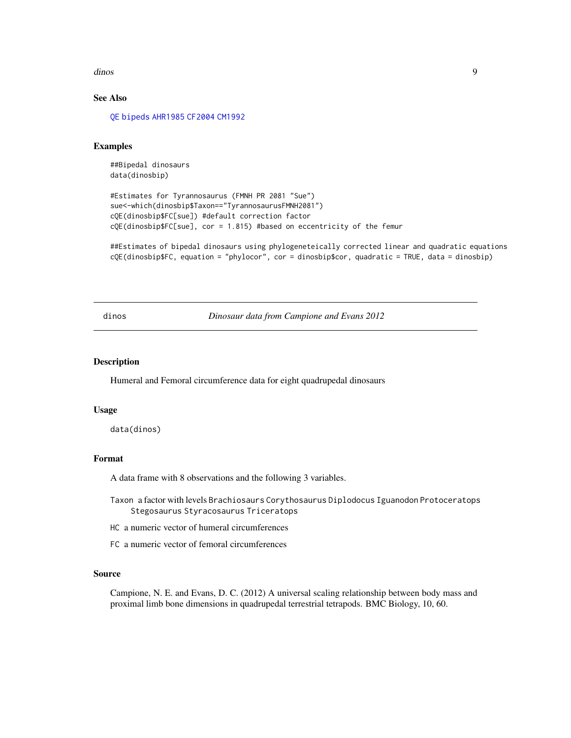### See Also

QE bipeds AHR1985 CF2004 CM1992

### Examples

```
##Bipedal dinosaurs
data(dinosbip)

#Estimates for Tyrannosaurus (FMNH PR 2081 "Sue")
sue<-which(dinosbip$Taxon=="TyrannosaurusFMNH2081")
cQE(dinosbip$FC[sue]) #default correction factor
cQE(dinosbip$FC[sue], cor = 1.815) #based on eccentricity of the femur

##Estimates of bipedal dinosaurs using phylogeneteically corrected linear and quadratic equations
cQE(dinosbip$FC, equation = "phylocor", cor = dinosbip$cor, quadratic = TRUE, data = dinosbip)
```

---

## dinos — *Dinosaur data from Campione and Evans 2012*

### Description

Humeral and Femoral circumference data for eight quadrupedal dinosaurs

### Usage

```
data(dinos)
```

### Format

A data frame with 8 observations and the following 3 variables.

- `Taxon` a factor with levels `Brachiosaurs` `Corythosaurus` `Diplodocus` `Iguanodon` `Protoceratops` `Stegosaurus` `Styracosaurus` `Triceratops`
- `HC` a numeric vector of humeral circumferences
- `FC` a numeric vector of femoral circumferences

### Source

Campione, N. E. and Evans, D. C. (2012) A universal scaling relationship between body mass and proximal limb bone dimensions in quadrupedal terrestrial tetrapods. BMC Biology, 10, 60.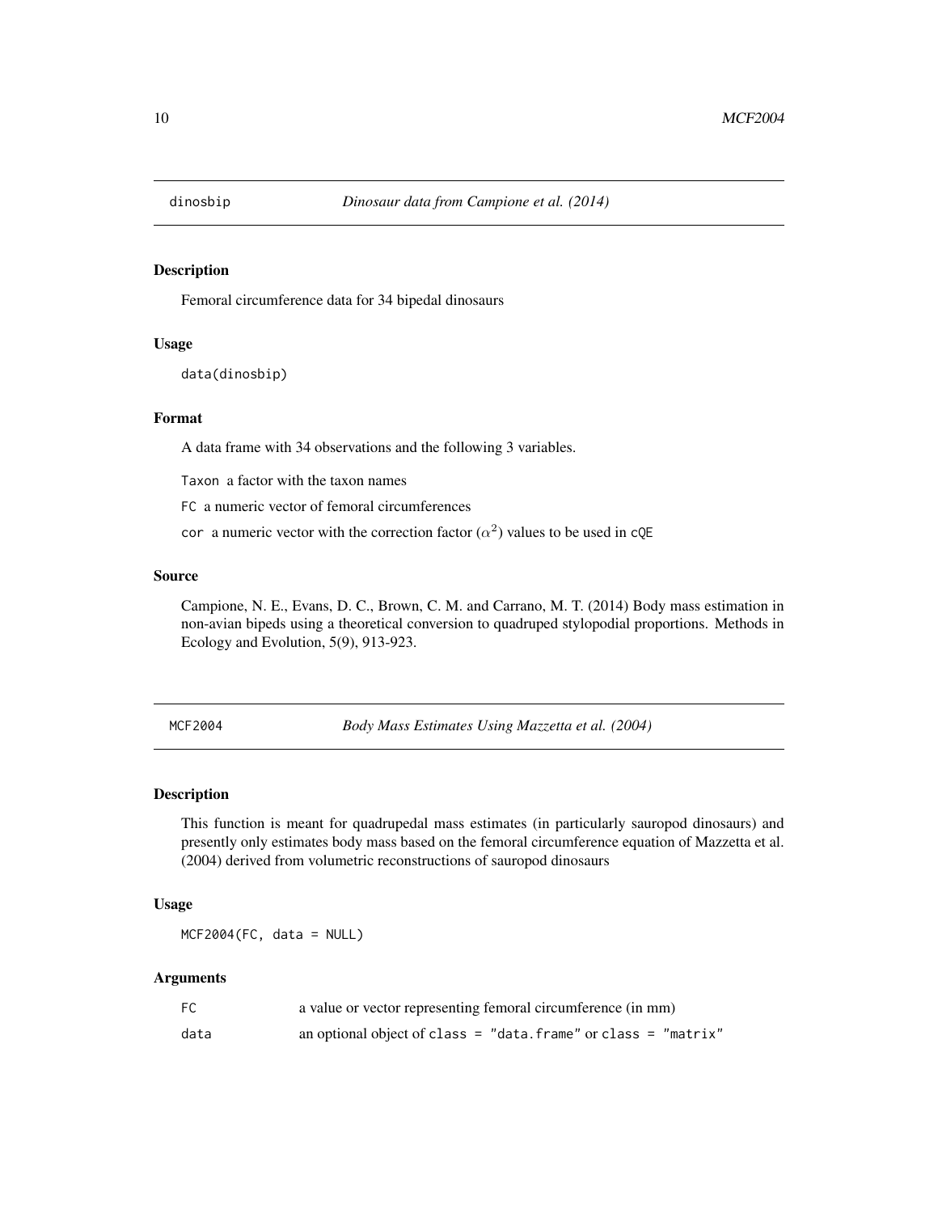## dinosbip — *Dinosaur data from Campione et al. (2014)*

### Description

Femoral circumference data for 34 bipedal dinosaurs

### Usage

```
data(dinosbip)
```

### Format

A data frame with 34 observations and the following 3 variables.

`Taxon` a factor with the taxon names

`FC` a numeric vector of femoral circumferences

`cor` a numeric vector with the correction factor ($\alpha^2$) values to be used in `cQE`

### Source

Campione, N. E., Evans, D. C., Brown, C. M. and Carrano, M. T. (2014) Body mass estimation in non-avian bipeds using a theoretical conversion to quadruped stylopodial proportions. Methods in Ecology and Evolution, 5(9), 913-923.

## MCF2004 — *Body Mass Estimates Using Mazzetta et al. (2004)*

### Description

This function is meant for quadrupedal mass estimates (in particularly sauropod dinosaurs) and presently only estimates body mass based on the femoral circumference equation of Mazzetta et al. (2004) derived from volumetric reconstructions of sauropod dinosaurs

### Usage

```
MCF2004(FC, data = NULL)
```

### Arguments

| | |
|---|---|
| `FC` | a value or vector representing femoral circumference (in mm) |
| `data` | an optional object of `class = "data.frame"` or `class = "matrix"` |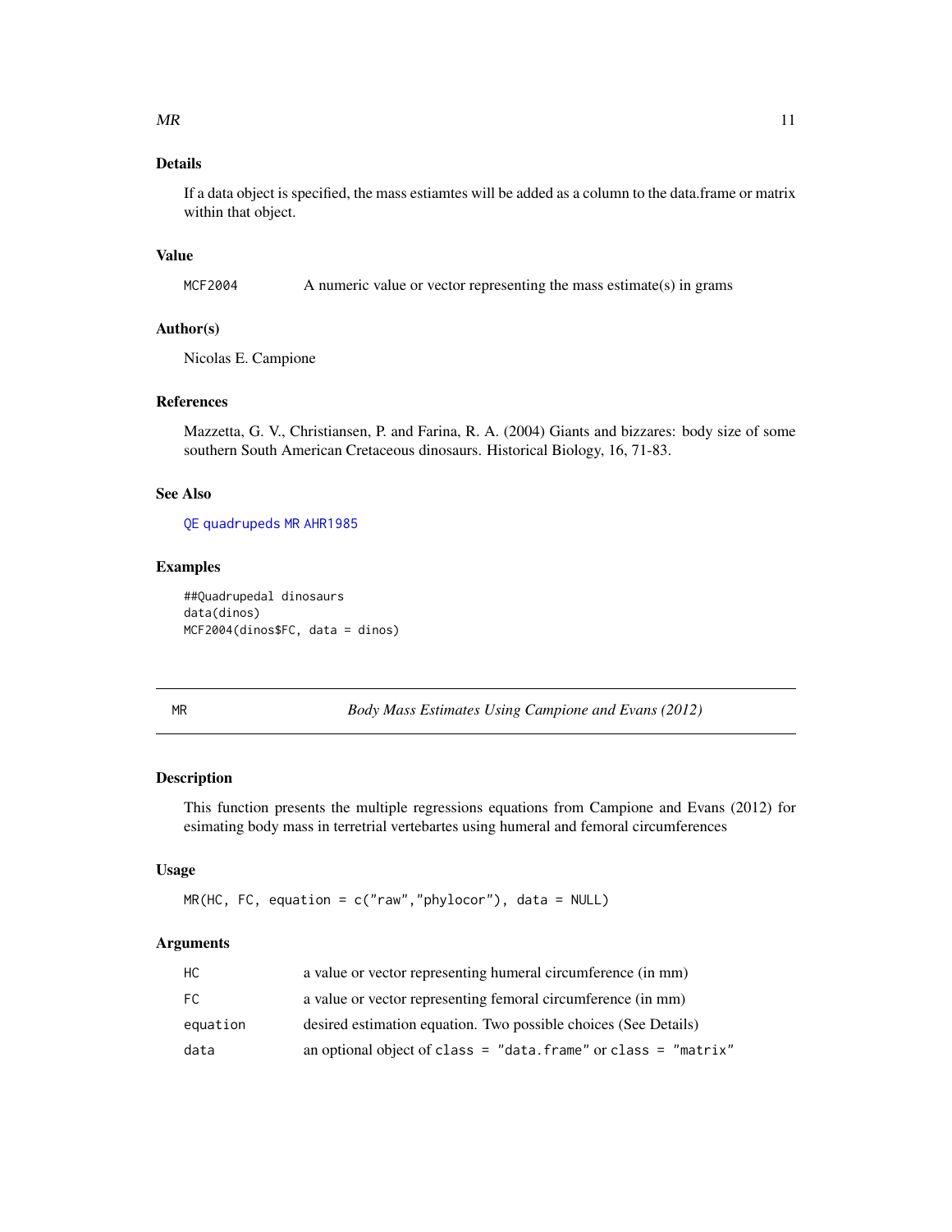### Details

If a data object is specified, the mass estiamtes will be added as a column to the data.frame or matrix within that object.

### Value

| | |
|---|---|
| MCF2004 | A numeric value or vector representing the mass estimate(s) in grams |

### Author(s)

Nicolas E. Campione

### References

Mazzetta, G. V., Christiansen, P. and Farina, R. A. (2004) Giants and bizzares: body size of some southern South American Cretaceous dinosaurs. Historical Biology, 16, 71-83.

### See Also

QE quadrupeds MR AHR1985

### Examples

```
##Quadrupedal dinosaurs
data(dinos)
MCF2004(dinos$FC, data = dinos)
```

---

## MR — *Body Mass Estimates Using Campione and Evans (2012)*

### Description

This function presents the multiple regressions equations from Campione and Evans (2012) for esimating body mass in terretrial vertebartes using humeral and femoral circumferences

### Usage

```
MR(HC, FC, equation = c("raw","phylocor"), data = NULL)
```

### Arguments

| | |
|---|---|
| HC | a value or vector representing humeral circumference (in mm) |
| FC | a value or vector representing femoral circumference (in mm) |
| equation | desired estimation equation. Two possible choices (See Details) |
| data | an optional object of class = "data.frame" or class = "matrix" |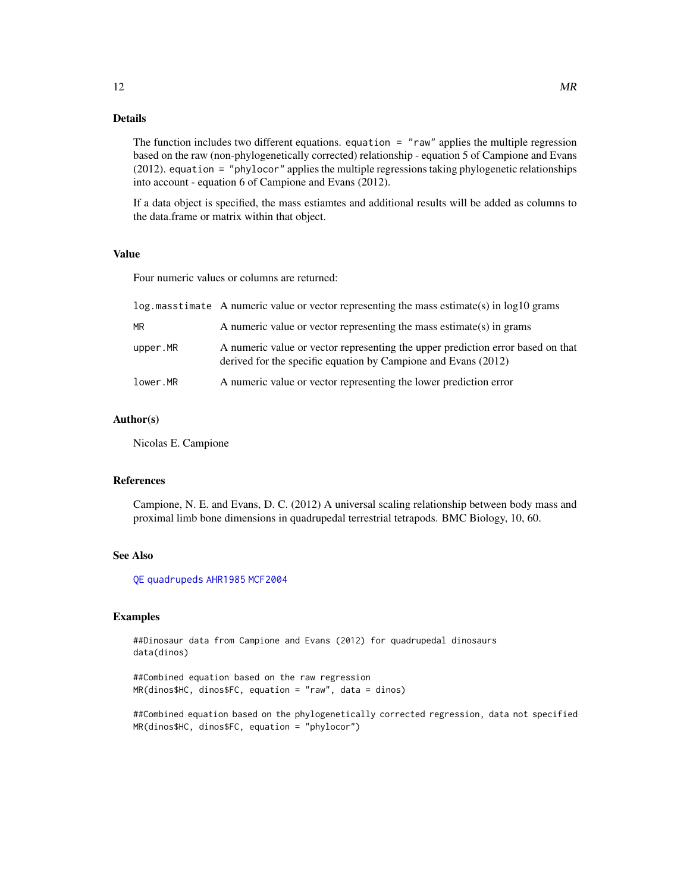## Details

The function includes two different equations. `equation = "raw"` applies the multiple regression based on the raw (non-phylogenetically corrected) relationship - equation 5 of Campione and Evans (2012). `equation = "phylocor"` applies the multiple regressions taking phylogenetic relationships into account - equation 6 of Campione and Evans (2012).

If a data object is specified, the mass estiamtes and additional results will be added as columns to the data.frame or matrix within that object.

## Value

Four numeric values or columns are returned:

| | |
|---|---|
| `log.masstimate` | A numeric value or vector representing the mass estimate(s) in log10 grams |
| `MR` | A numeric value or vector representing the mass estimate(s) in grams |
| `upper.MR` | A numeric value or vector representing the upper prediction error based on that derived for the specific equation by Campione and Evans (2012) |
| `lower.MR` | A numeric value or vector representing the lower prediction error |

## Author(s)

Nicolas E. Campione

## References

Campione, N. E. and Evans, D. C. (2012) A universal scaling relationship between body mass and proximal limb bone dimensions in quadrupedal terrestrial tetrapods. BMC Biology, 10, 60.

## See Also

`QE` `quadrupeds` `AHR1985` `MCF2004`

## Examples

```
##Dinosaur data from Campione and Evans (2012) for quadrupedal dinosaurs
data(dinos)

##Combined equation based on the raw regression
MR(dinos$HC, dinos$FC, equation = "raw", data = dinos)

##Combined equation based on the phylogenetically corrected regression, data not specified
MR(dinos$HC, dinos$FC, equation = "phylocor")
```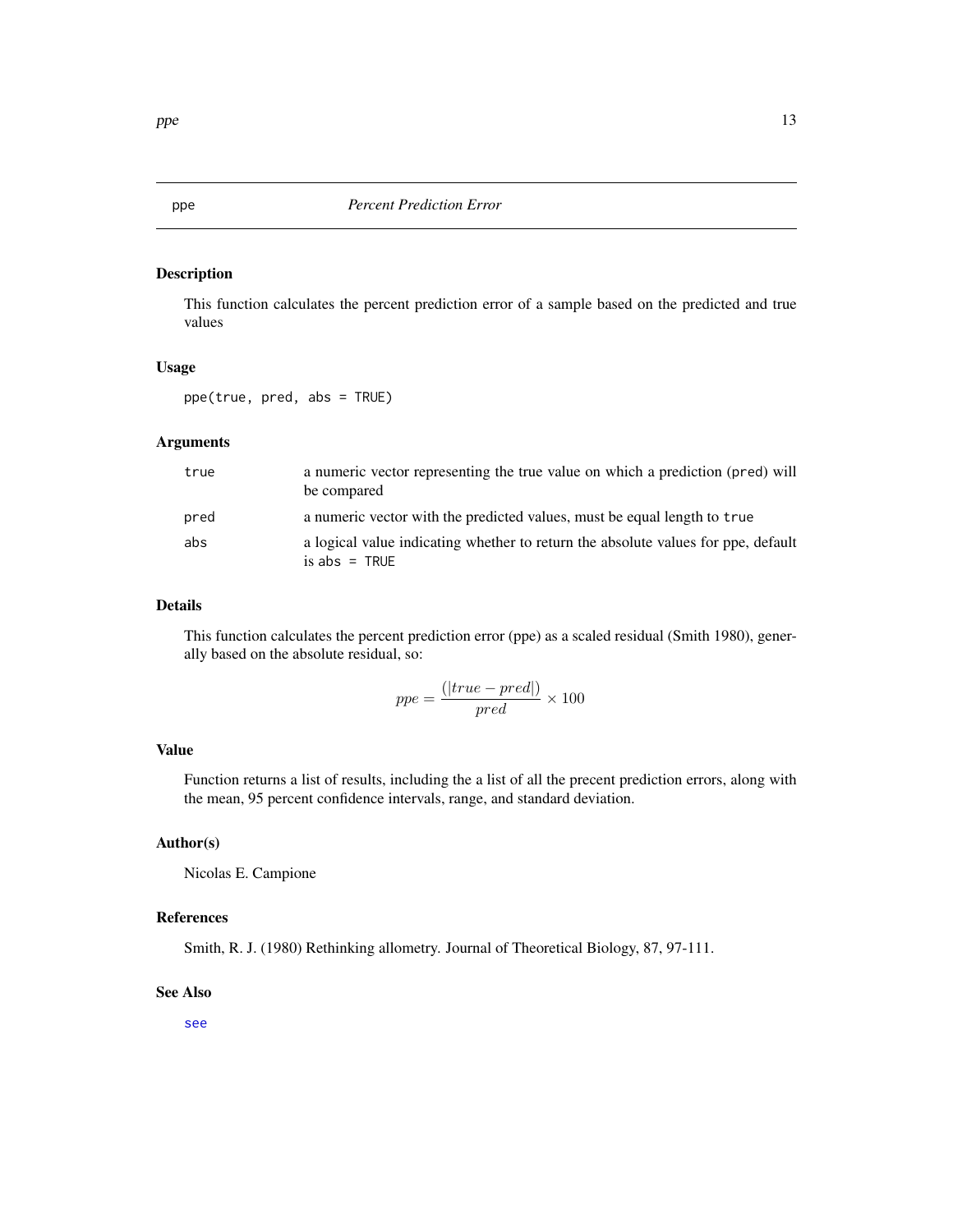# ppe — *Percent Prediction Error*

## Description

This function calculates the percent prediction error of a sample based on the predicted and true values

## Usage

```
ppe(true, pred, abs = TRUE)
```

## Arguments

| | |
|---|---|
| `true` | a numeric vector representing the true value on which a prediction (`pred`) will be compared |
| `pred` | a numeric vector with the predicted values, must be equal length to `true` |
| `abs` | a logical value indicating whether to return the absolute values for ppe, default is `abs = TRUE` |

## Details

This function calculates the percent prediction error (ppe) as a scaled residual (Smith 1980), generally based on the absolute residual, so:

$$ppe = \frac{(|true - pred|)}{pred} \times 100$$

## Value

Function returns a list of results, including the a list of all the precent prediction errors, along with the mean, 95 percent confidence intervals, range, and standard deviation.

## Author(s)

Nicolas E. Campione

## References

Smith, R. J. (1980) Rethinking allometry. Journal of Theoretical Biology, 87, 97-111.

## See Also

`see`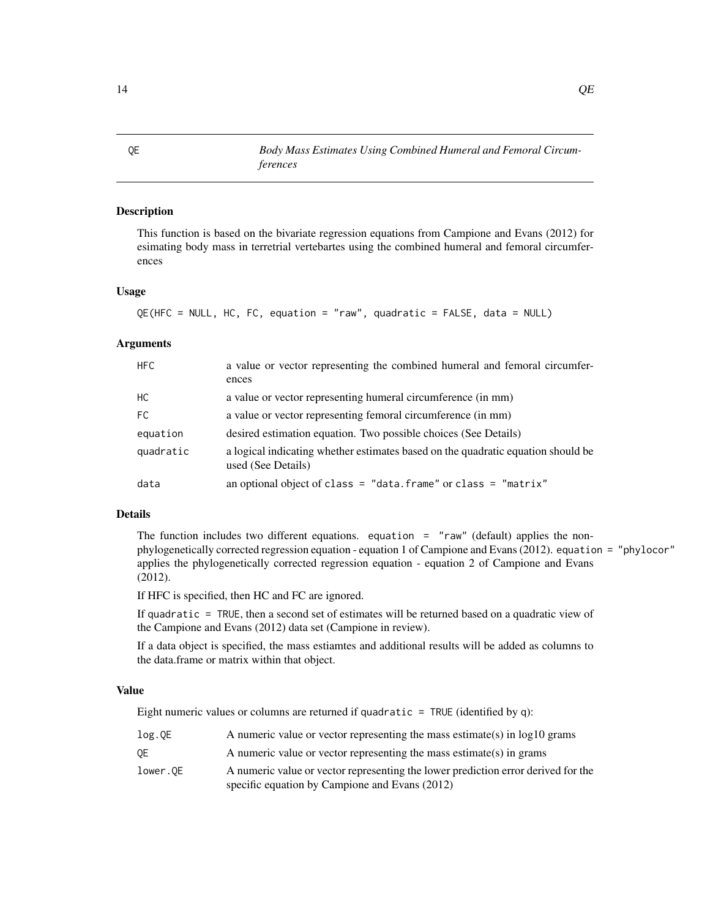# QE — *Body Mass Estimates Using Combined Humeral and Femoral Circumferences*

## Description

This function is based on the bivariate regression equations from Campione and Evans (2012) for esimating body mass in terretrial vertebartes using the combined humeral and femoral circumferences

## Usage

```
QE(HFC = NULL, HC, FC, equation = "raw", quadratic = FALSE, data = NULL)
```

## Arguments

| | |
|---|---|
| `HFC` | a value or vector representing the combined humeral and femoral circumferences |
| `HC` | a value or vector representing humeral circumference (in mm) |
| `FC` | a value or vector representing femoral circumference (in mm) |
| `equation` | desired estimation equation. Two possible choices (See Details) |
| `quadratic` | a logical indicating whether estimates based on the quadratic equation should be used (See Details) |
| `data` | an optional object of `class = "data.frame"` or `class = "matrix"` |

## Details

The function includes two different equations. `equation = "raw"` (default) applies the non-phylogenetically corrected regression equation - equation 1 of Campione and Evans (2012). `equation = "phylocor"` applies the phylogenetically corrected regression equation - equation 2 of Campione and Evans (2012).

If HFC is specified, then HC and FC are ignored.

If `quadratic = TRUE`, then a second set of estimates will be returned based on a quadratic view of the Campione and Evans (2012) data set (Campione in review).

If a data object is specified, the mass estiamtes and additional results will be added as columns to the data.frame or matrix within that object.

## Value

Eight numeric values or columns are returned if `quadratic = TRUE` (identified by `q`):

| | |
|---|---|
| `log.QE` | A numeric value or vector representing the mass estimate(s) in log10 grams |
| `QE` | A numeric value or vector representing the mass estimate(s) in grams |
| `lower.QE` | A numeric value or vector representing the lower prediction error derived for the specific equation by Campione and Evans (2012) |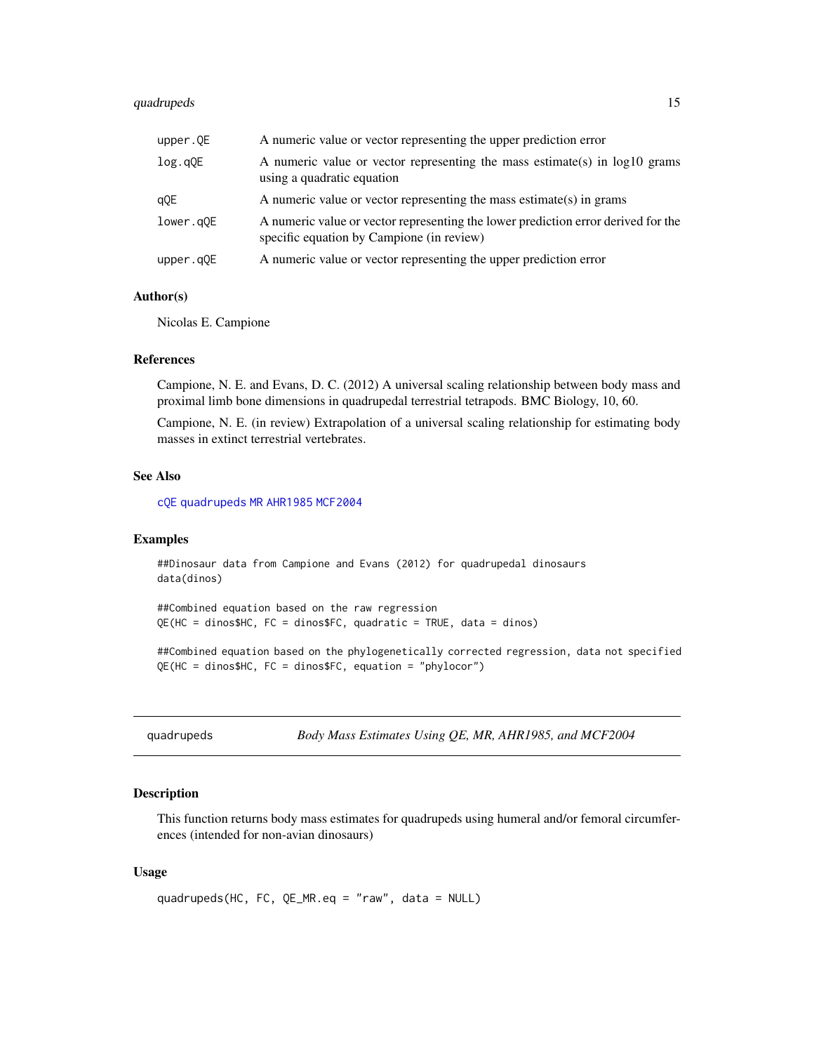| | |
|---|---|
| upper.QE | A numeric value or vector representing the upper prediction error |
| log.qQE | A numeric value or vector representing the mass estimate(s) in log10 grams using a quadratic equation |
| qQE | A numeric value or vector representing the mass estimate(s) in grams |
| lower.qQE | A numeric value or vector representing the lower prediction error derived for the specific equation by Campione (in review) |
| upper.qQE | A numeric value or vector representing the upper prediction error |

### Author(s)

Nicolas E. Campione

### References

Campione, N. E. and Evans, D. C. (2012) A universal scaling relationship between body mass and proximal limb bone dimensions in quadrupedal terrestrial tetrapods. BMC Biology, 10, 60.

Campione, N. E. (in review) Extrapolation of a universal scaling relationship for estimating body masses in extinct terrestrial vertebrates.

### See Also

cQE quadrupeds MR AHR1985 MCF2004

### Examples

```
##Dinosaur data from Campione and Evans (2012) for quadrupedal dinosaurs
data(dinos)

##Combined equation based on the raw regression
QE(HC = dinos$HC, FC = dinos$FC, quadratic = TRUE, data = dinos)

##Combined equation based on the phylogenetically corrected regression, data not specified
QE(HC = dinos$HC, FC = dinos$FC, equation = "phylocor")
```

## quadrupeds — *Body Mass Estimates Using QE, MR, AHR1985, and MCF2004*

### Description

This function returns body mass estimates for quadrupeds using humeral and/or femoral circumferences (intended for non-avian dinosaurs)

### Usage

```
quadrupeds(HC, FC, QE_MR.eq = "raw", data = NULL)
```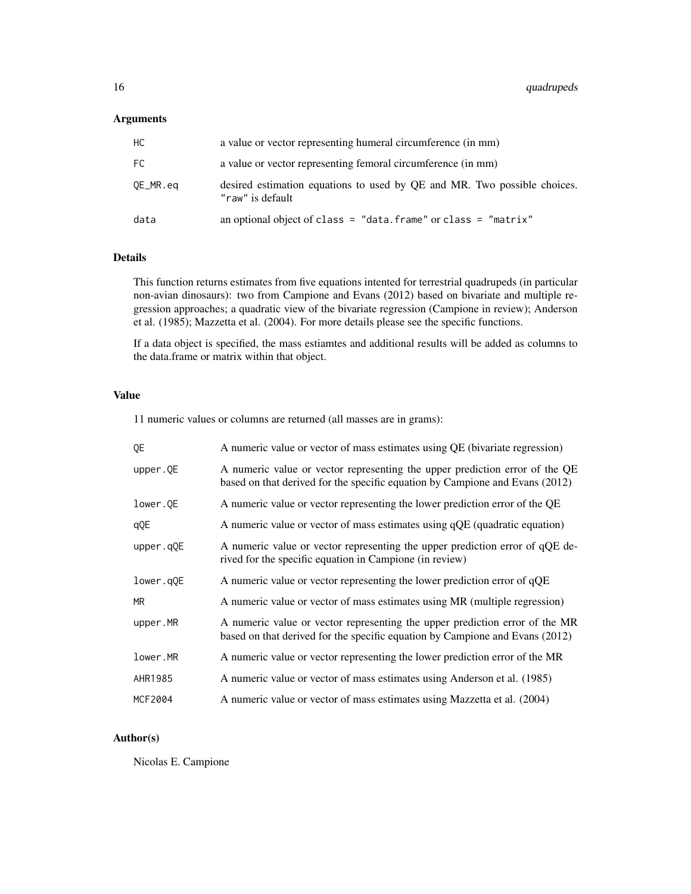### Arguments

| | |
|---|---|
| `HC` | a value or vector representing humeral circumference (in mm) |
| `FC` | a value or vector representing femoral circumference (in mm) |
| `QE_MR.eq` | desired estimation equations to used by QE and MR. Two possible choices. `"raw"` is default |
| `data` | an optional object of `class = "data.frame"` or `class = "matrix"` |

### Details

This function returns estimates from five equations intented for terrestrial quadrupeds (in particular non-avian dinosaurs): two from Campione and Evans (2012) based on bivariate and multiple regression approaches; a quadratic view of the bivariate regression (Campione in review); Anderson et al. (1985); Mazzetta et al. (2004). For more details please see the specific functions.

If a data object is specified, the mass estiamtes and additional results will be added as columns to the data.frame or matrix within that object.

### Value

11 numeric values or columns are returned (all masses are in grams):

| | |
|---|---|
| `QE` | A numeric value or vector of mass estimates using QE (bivariate regression) |
| `upper.QE` | A numeric value or vector representing the upper prediction error of the QE based on that derived for the specific equation by Campione and Evans (2012) |
| `lower.QE` | A numeric value or vector representing the lower prediction error of the QE |
| `qQE` | A numeric value or vector of mass estimates using qQE (quadratic equation) |
| `upper.qQE` | A numeric value or vector representing the upper prediction error of qQE derived for the specific equation in Campione (in review) |
| `lower.qQE` | A numeric value or vector representing the lower prediction error of qQE |
| `MR` | A numeric value or vector of mass estimates using MR (multiple regression) |
| `upper.MR` | A numeric value or vector representing the upper prediction error of the MR based on that derived for the specific equation by Campione and Evans (2012) |
| `lower.MR` | A numeric value or vector representing the lower prediction error of the MR |
| `AHR1985` | A numeric value or vector of mass estimates using Anderson et al. (1985) |
| `MCF2004` | A numeric value or vector of mass estimates using Mazzetta et al. (2004) |

### Author(s)

Nicolas E. Campione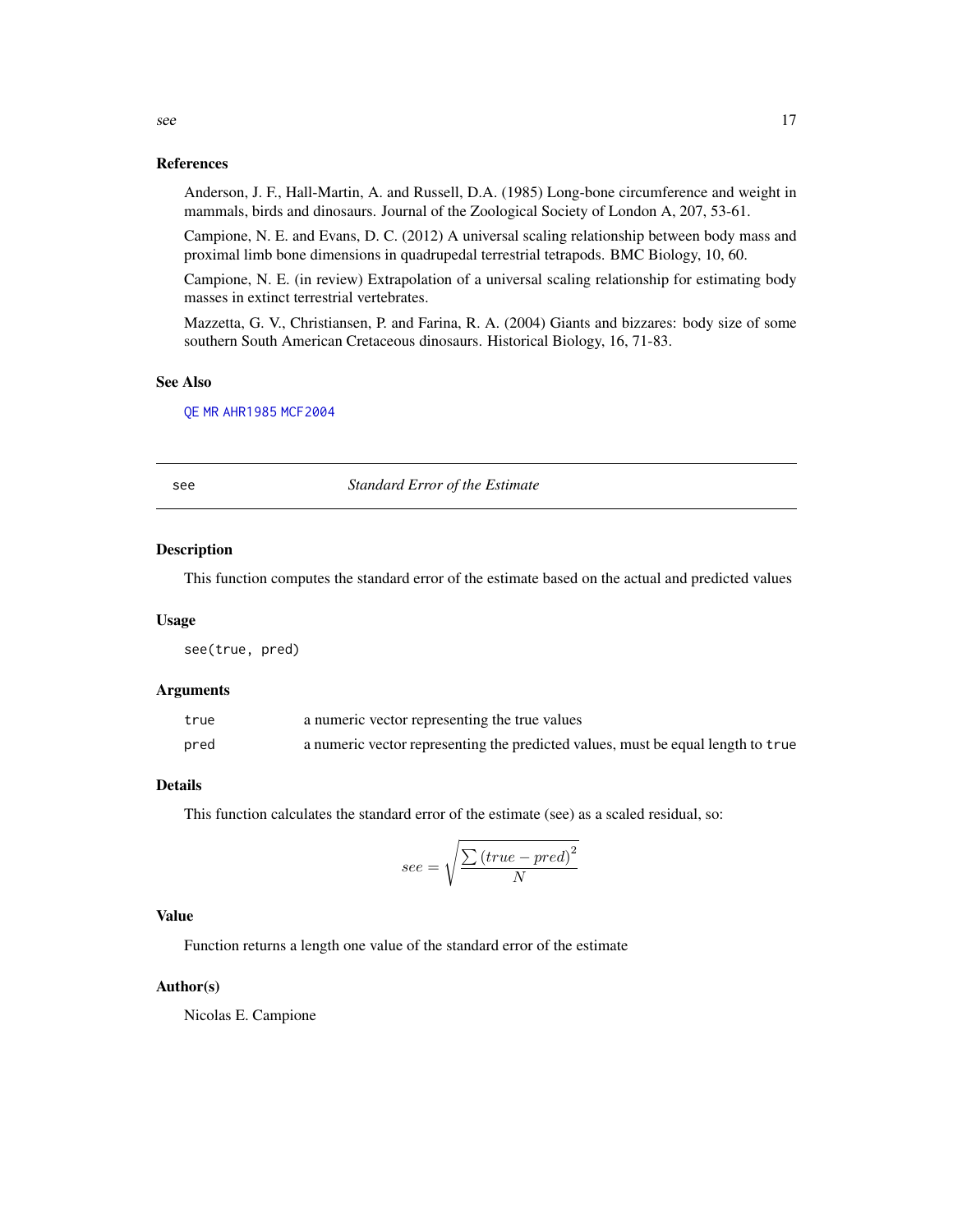### References

Anderson, J. F., Hall-Martin, A. and Russell, D.A. (1985) Long-bone circumference and weight in mammals, birds and dinosaurs. Journal of the Zoological Society of London A, 207, 53-61.

Campione, N. E. and Evans, D. C. (2012) A universal scaling relationship between body mass and proximal limb bone dimensions in quadrupedal terrestrial tetrapods. BMC Biology, 10, 60.

Campione, N. E. (in review) Extrapolation of a universal scaling relationship for estimating body masses in extinct terrestrial vertebrates.

Mazzetta, G. V., Christiansen, P. and Farina, R. A. (2004) Giants and bizzares: body size of some southern South American Cretaceous dinosaurs. Historical Biology, 16, 71-83.

### See Also

QE MR AHR1985 MCF2004

---

## see — *Standard Error of the Estimate*

### Description

This function computes the standard error of the estimate based on the actual and predicted values

### Usage

```
see(true, pred)
```

### Arguments

| | |
|---|---|
| true | a numeric vector representing the true values |
| pred | a numeric vector representing the predicted values, must be equal length to true |

### Details

This function calculates the standard error of the estimate (see) as a scaled residual, so:

$$see = \sqrt{\frac{\sum (true - pred)^2}{N}}$$

### Value

Function returns a length one value of the standard error of the estimate

### Author(s)

Nicolas E. Campione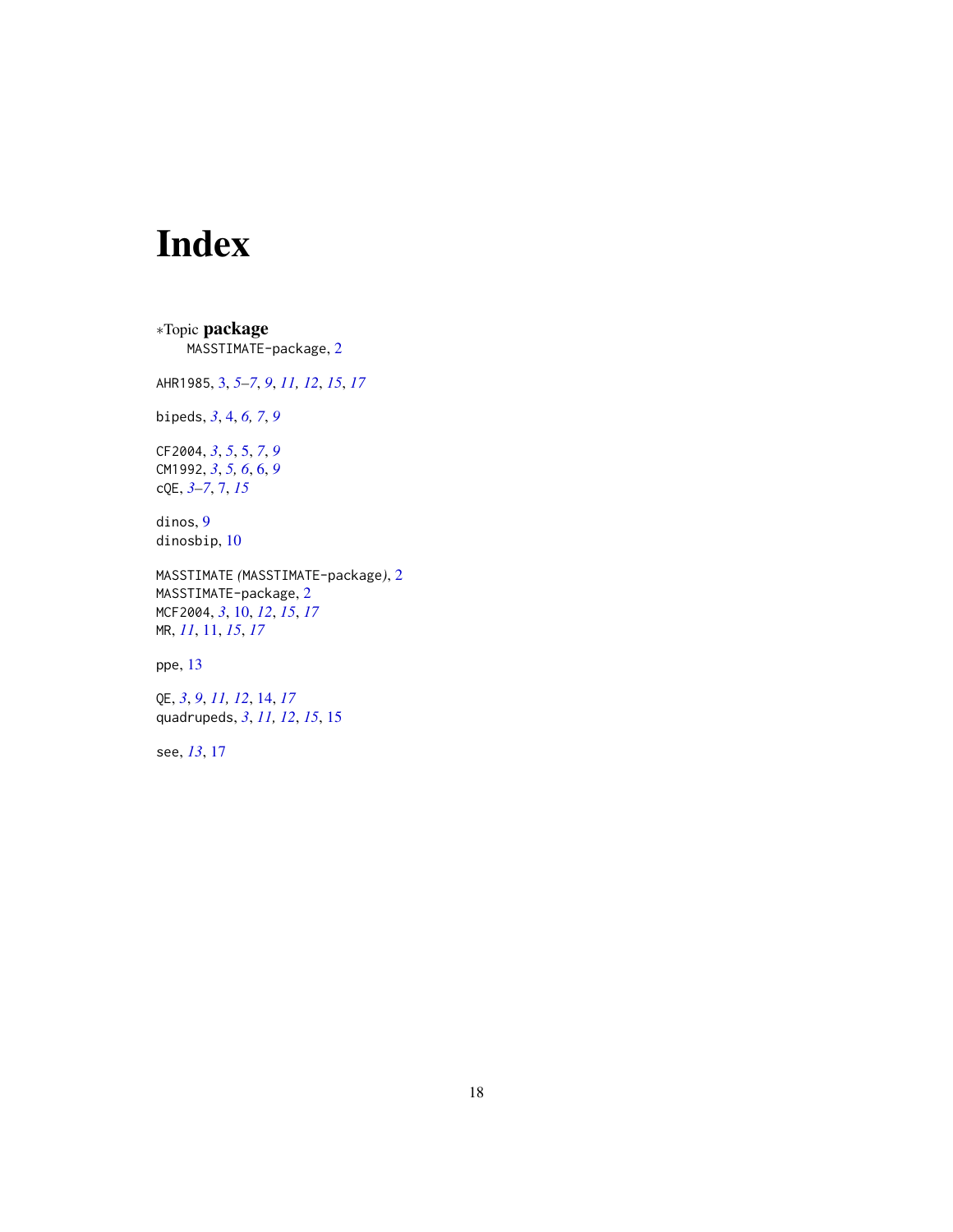# Index

∗Topic **package**
    MASSTIMATE-package, 2

AHR1985, 3, *5–7*, *9*, *11, 12*, *15*, *17*

bipeds, *3*, 4, *6, 7*, *9*

CF2004, *3*, *5*, 5, *7*, *9*
CM1992, *3*, *5, 6*, 6, *9*
cQE, *3–7*, 7, *15*

dinos, 9
dinosbip, 10

MASSTIMATE *(*MASSTIMATE-package*)*, 2
MASSTIMATE-package, 2
MCF2004, *3*, 10, *12*, *15*, *17*
MR, *11*, 11, *15*, *17*

ppe, 13

QE, *3*, *9*, *11, 12*, 14, *17*
quadrupeds, *3*, *11, 12*, *15*, 15

see, *13*, 17